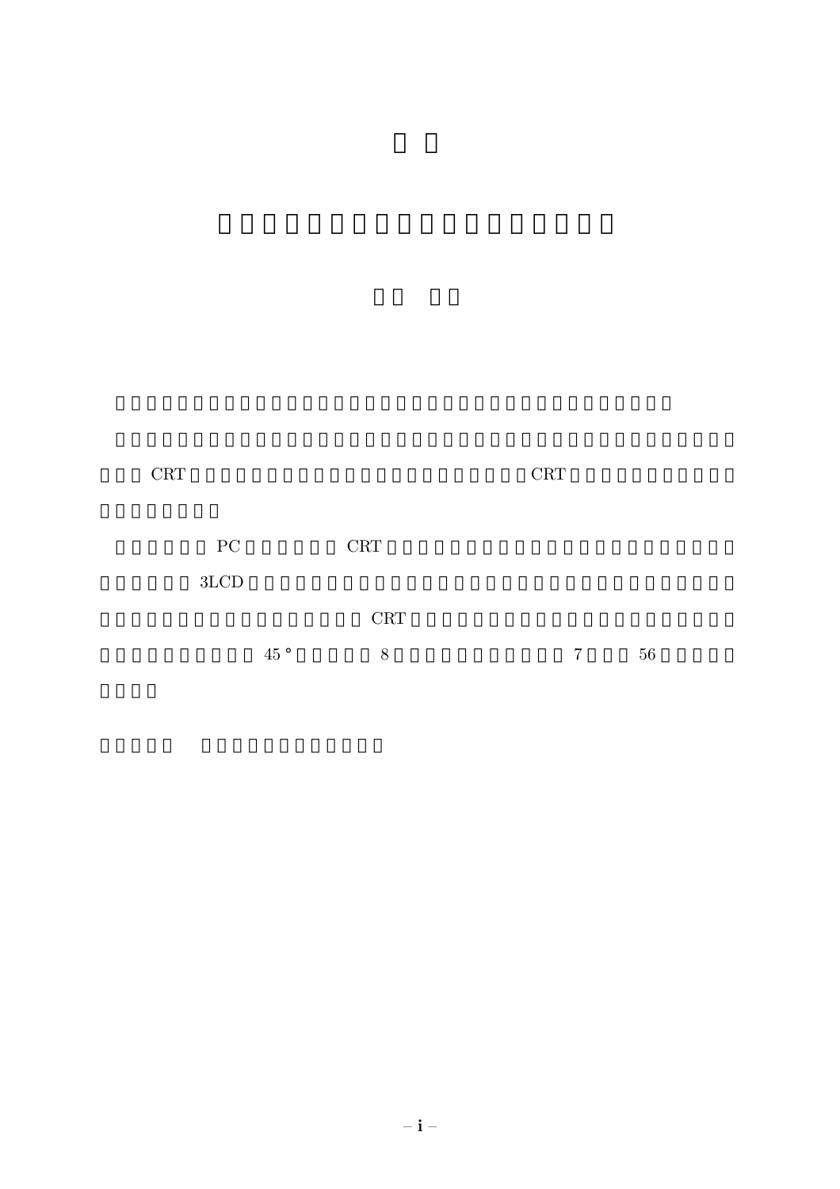CRT CRT

PC CRT

3LCD

CRT

45° 8 7 56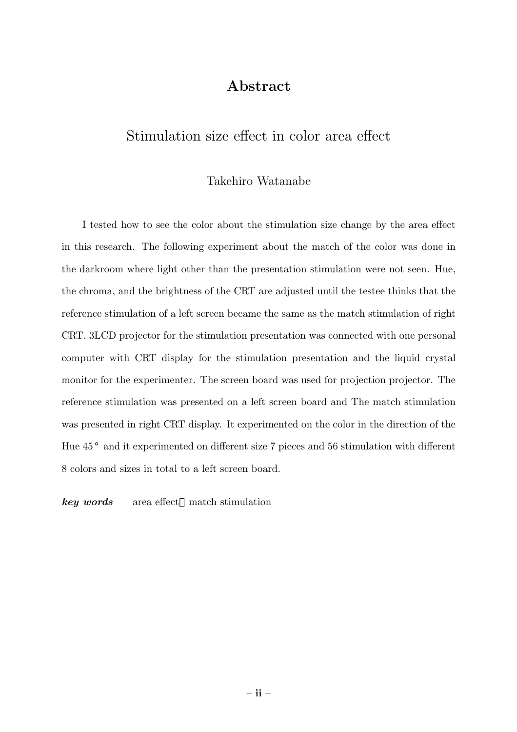# Abstract

## Stimulation size effect in color area effect

Takehiro Watanabe

I tested how to see the color about the stimulation size change by the area effect in this research. The following experiment about the match of the color was done in the darkroom where light other than the presentation stimulation were not seen. Hue, the chroma, and the brightness of the CRT are adjusted until the testee thinks that the reference stimulation of a left screen became the same as the match stimulation of right CRT. 3LCD projector for the stimulation presentation was connected with one personal computer with CRT display for the stimulation presentation and the liquid crystal monitor for the experimenter. The screen board was used for projection projector. The reference stimulation was presented on a left screen board and The match stimulation was presented in right CRT display. It experimented on the color in the direction of the Hue 45° and it experimented on different size 7 pieces and 56 stimulation with different 8 colors and sizes in total to a left screen board.

***key words*** area effect，match stimulation